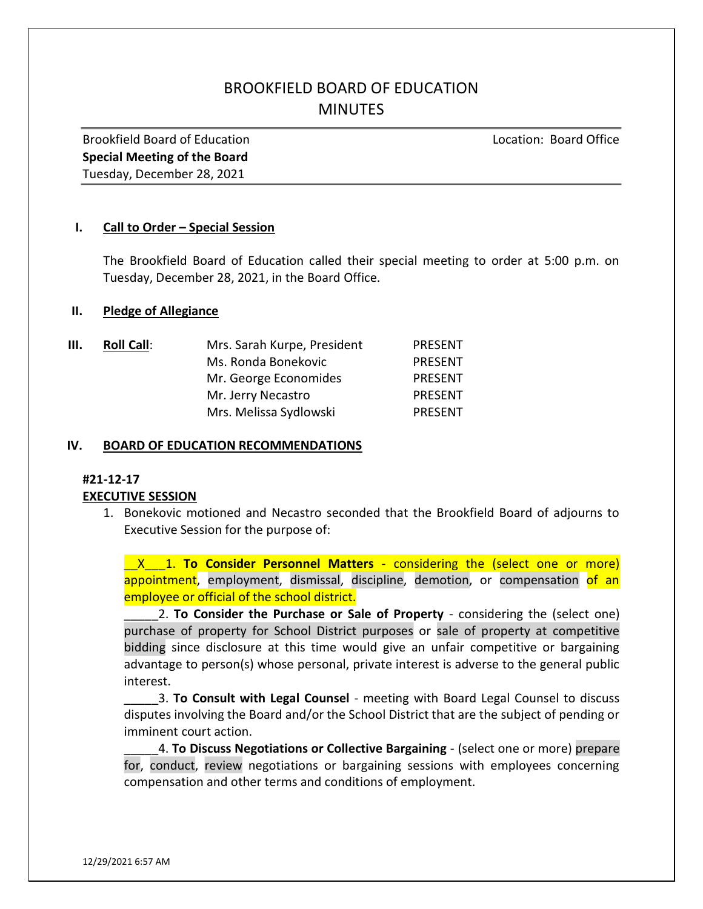# BROOKFIELD BOARD OF EDUCATION
# MINUTES

Brookfield Board of Education — Location: Board Office
**Special Meeting of the Board**
Tuesday, December 28, 2021

## I. Call to Order – Special Session

The Brookfield Board of Education called their special meeting to order at 5:00 p.m. on Tuesday, December 28, 2021, in the Board Office.

## II. Pledge of Allegiance

## III. Roll Call:

| | |
|---|---|
| Mrs. Sarah Kurpe, President | PRESENT |
| Ms. Ronda Bonekovic | PRESENT |
| Mr. George Economides | PRESENT |
| Mr. Jerry Necastro | PRESENT |
| Mrs. Melissa Sydlowski | PRESENT |

## IV. BOARD OF EDUCATION RECOMMENDATIONS

**#21-12-17**
**EXECUTIVE SESSION**

1. Bonekovic motioned and Necastro seconded that the Brookfield Board of adjourns to Executive Session for the purpose of:

   \_\_X\_\_\_1. **To Consider Personnel Matters** - considering the (select one or more) appointment, employment, dismissal, discipline, demotion, or compensation of an employee or official of the school district.
   \_\_\_\_\_2. **To Consider the Purchase or Sale of Property** - considering the (select one) purchase of property for School District purposes or sale of property at competitive bidding since disclosure at this time would give an unfair competitive or bargaining advantage to person(s) whose personal, private interest is adverse to the general public interest.
   \_\_\_\_\_3. **To Consult with Legal Counsel** - meeting with Board Legal Counsel to discuss disputes involving the Board and/or the School District that are the subject of pending or imminent court action.
   \_\_\_\_\_4. **To Discuss Negotiations or Collective Bargaining** - (select one or more) prepare for, conduct, review negotiations or bargaining sessions with employees concerning compensation and other terms and conditions of employment.

12/29/2021 6:57 AM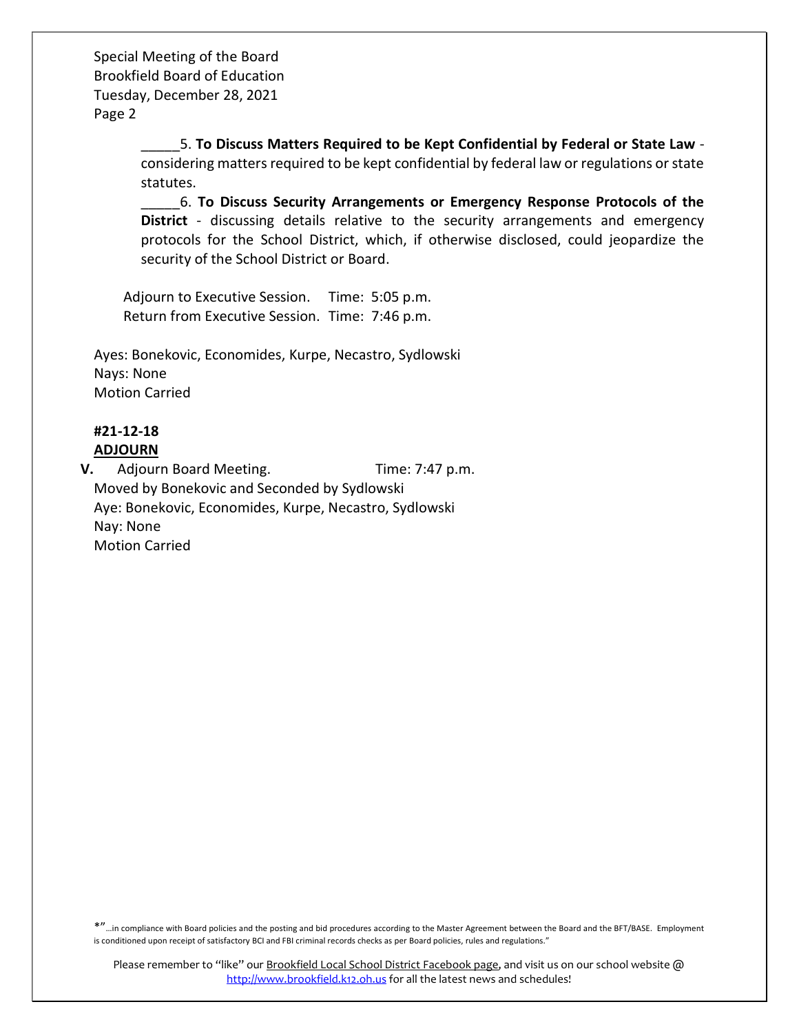_____5. **To Discuss Matters Required to be Kept Confidential by Federal or State Law** - considering matters required to be kept confidential by federal law or regulations or state statutes.

_____6. **To Discuss Security Arrangements or Emergency Response Protocols of the District** - discussing details relative to the security arrangements and emergency protocols for the School District, which, if otherwise disclosed, could jeopardize the security of the School District or Board.

Adjourn to Executive Session. Time: 5:05 p.m.
Return from Executive Session. Time: 7:46 p.m.

Ayes: Bonekovic, Economides, Kurpe, Necastro, Sydlowski
Nays: None
Motion Carried

**#21-12-18**
**ADJOURN**

**V.** Adjourn Board Meeting. Time: 7:47 p.m.
Moved by Bonekovic and Seconded by Sydlowski
Aye: Bonekovic, Economides, Kurpe, Necastro, Sydlowski
Nay: None
Motion Carried

*"…in compliance with Board policies and the posting and bid procedures according to the Master Agreement between the Board and the BFT/BASE. Employment is conditioned upon receipt of satisfactory BCI and FBI criminal records checks as per Board policies, rules and regulations."

Please remember to "like" our Brookfield Local School District Facebook page, and visit us on our school website @ http://www.brookfield.k12.oh.us for all the latest news and schedules!